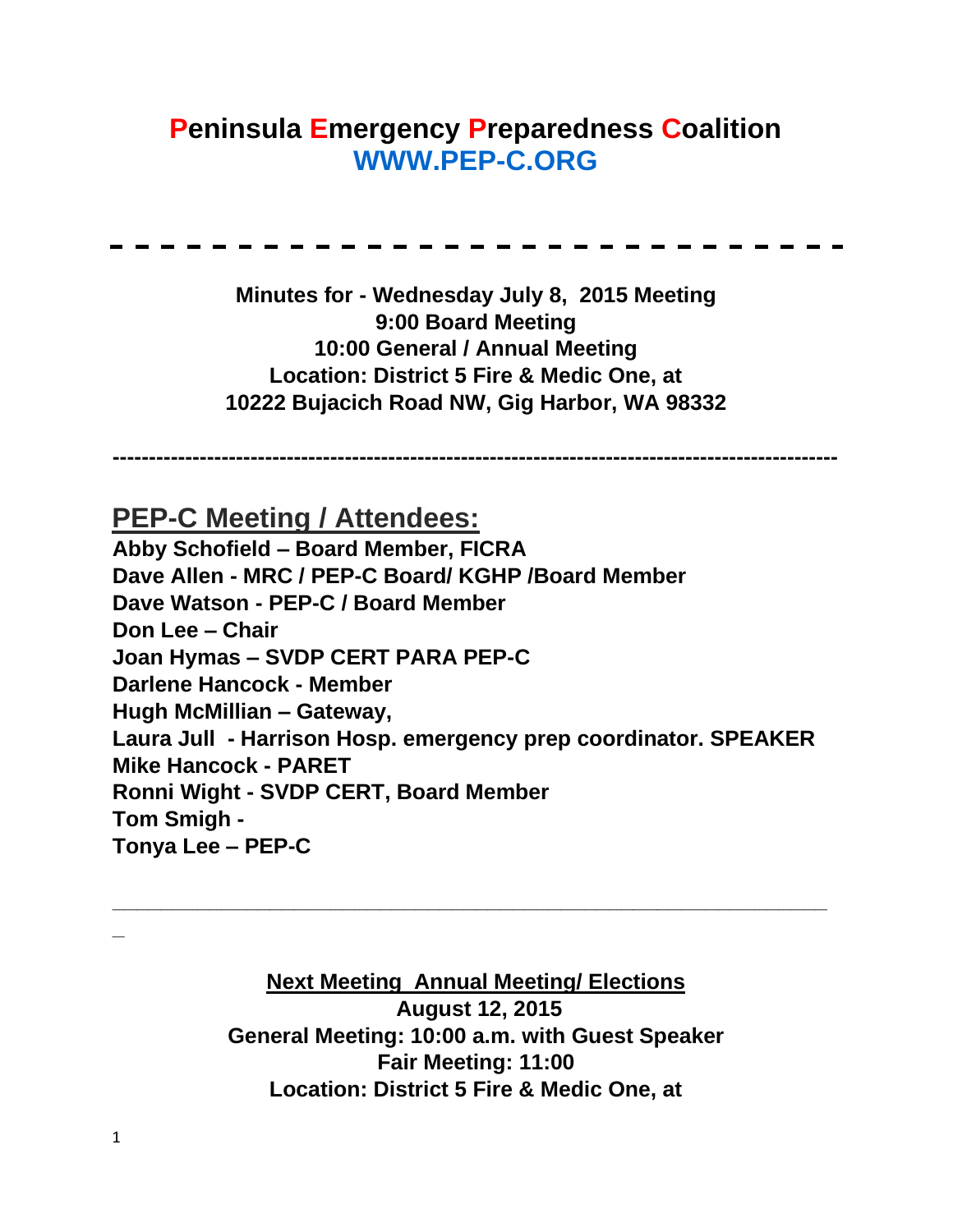# Peninsula Emergency Preparedness Coalition

**WWW.PEP-C.ORG**

---

**Minutes for - Wednesday July 8, 2015 Meeting**
**9:00 Board Meeting**
**10:00 General / Annual Meeting**
**Location: District 5 Fire & Medic One, at**
**10222 Bujacich Road NW, Gig Harbor, WA 98332**

---

## PEP-C Meeting / Attendees:

**Abby Schofield – Board Member, FICRA**
**Dave Allen - MRC / PEP-C Board/ KGHP /Board Member**
**Dave Watson - PEP-C / Board Member**
**Don Lee – Chair**
**Joan Hymas – SVDP CERT PARA PEP-C**
**Darlene Hancock - Member**
**Hugh McMillian – Gateway,**
**Laura Jull - Harrison Hosp. emergency prep coordinator. SPEAKER**
**Mike Hancock - PARET**
**Ronni Wight - SVDP CERT, Board Member**
**Tom Smigh -**
**Tonya Lee – PEP-C**

---

**Next Meeting Annual Meeting/ Elections**
**August 12, 2015**
**General Meeting: 10:00 a.m. with Guest Speaker**
**Fair Meeting: 11:00**
**Location: District 5 Fire & Medic One, at**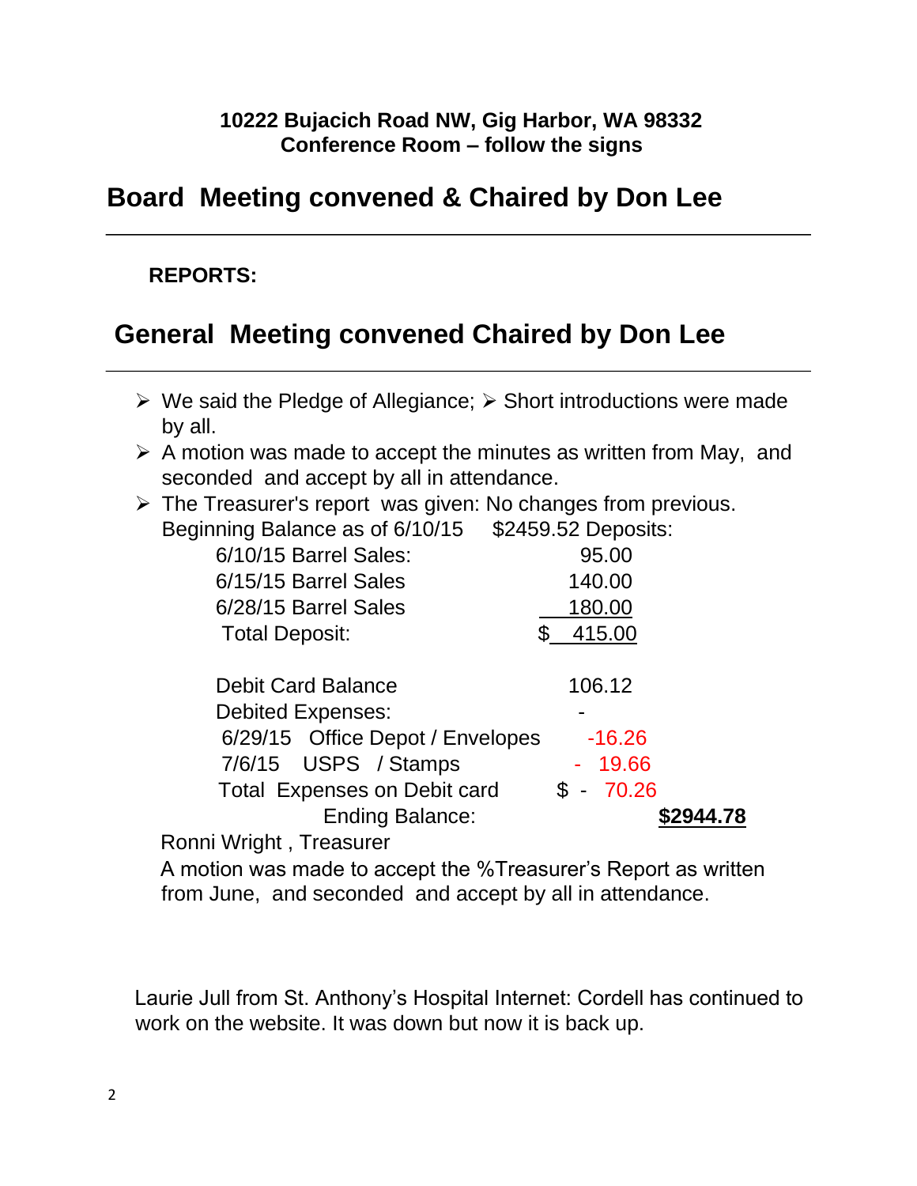**10222 Bujacich Road NW, Gig Harbor, WA 98332**
**Conference Room – follow the signs**

## Board Meeting convened & Chaired by Don Lee

**REPORTS:**

## General Meeting convened Chaired by Don Lee

- We said the Pledge of Allegiance; ➢ Short introductions were made by all.
- A motion was made to accept the minutes as written from May, and seconded and accept by all in attendance.
- The Treasurer's report was given: No changes from previous.
  Beginning Balance as of 6/10/15 $2459.52 Deposits:

| | | |
|---|---|---|
| 6/10/15 Barrel Sales: | 95.00 | |
| 6/15/15 Barrel Sales | 140.00 | |
| 6/28/15 Barrel Sales | 180.00 | |
| Total Deposit: | $ 415.00 | |
| | | |
| Debit Card Balance | 106.12 | |
| Debited Expenses: | - | |
| 6/29/15 Office Depot / Envelopes | -16.26 | |
| 7/6/15 USPS / Stamps | - 19.66 | |
| Total Expenses on Debit card | $ - 70.26 | |
| Ending Balance: | | **$2944.78** |

Ronni Wright , Treasurer

A motion was made to accept the %Treasurer's Report as written from June, and seconded and accept by all in attendance.

Laurie Jull from St. Anthony's Hospital Internet: Cordell has continued to work on the website. It was down but now it is back up.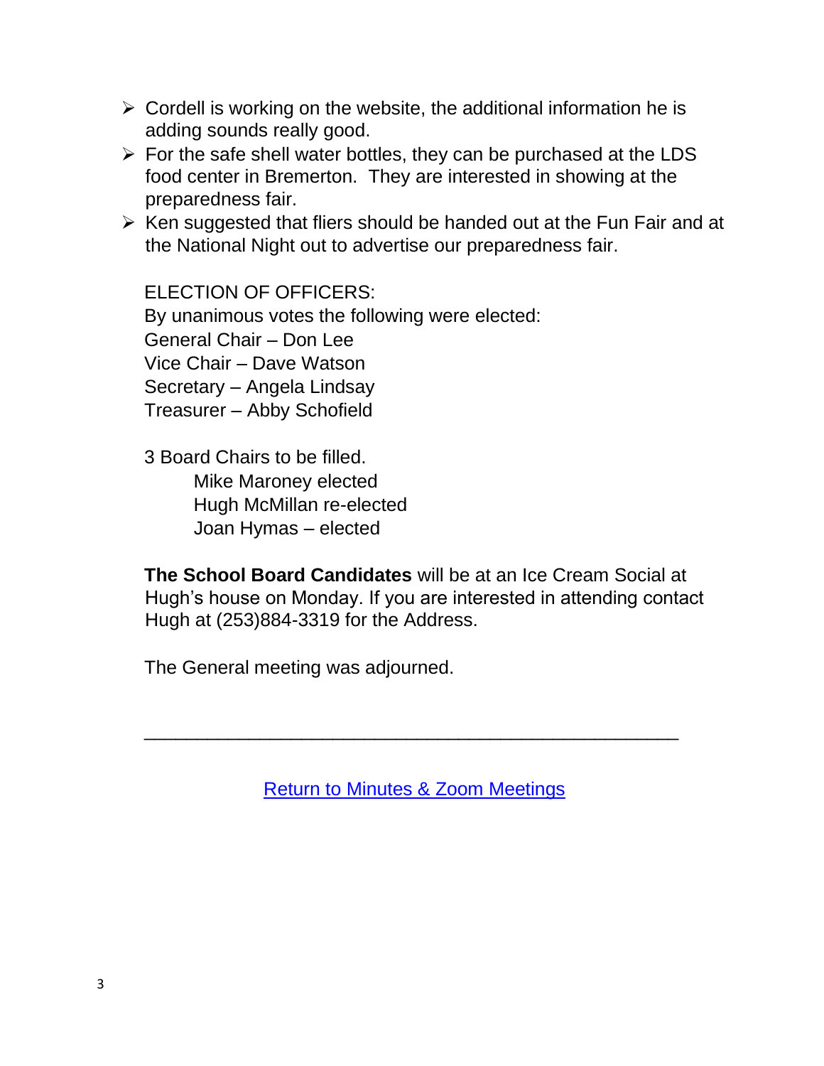- Cordell is working on the website, the additional information he is adding sounds really good.
- For the safe shell water bottles, they can be purchased at the LDS food center in Bremerton. They are interested in showing at the preparedness fair.
- Ken suggested that fliers should be handed out at the Fun Fair and at the National Night out to advertise our preparedness fair.

ELECTION OF OFFICERS:
By unanimous votes the following were elected:
General Chair – Don Lee
Vice Chair – Dave Watson
Secretary – Angela Lindsay
Treasurer – Abby Schofield

3 Board Chairs to be filled.
Mike Maroney elected
Hugh McMillan re-elected
Joan Hymas – elected

**The School Board Candidates** will be at an Ice Cream Social at Hugh's house on Monday. If you are interested in attending contact Hugh at (253)884-3319 for the Address.

The General meeting was adjourned.

---

Return to Minutes & Zoom Meetings